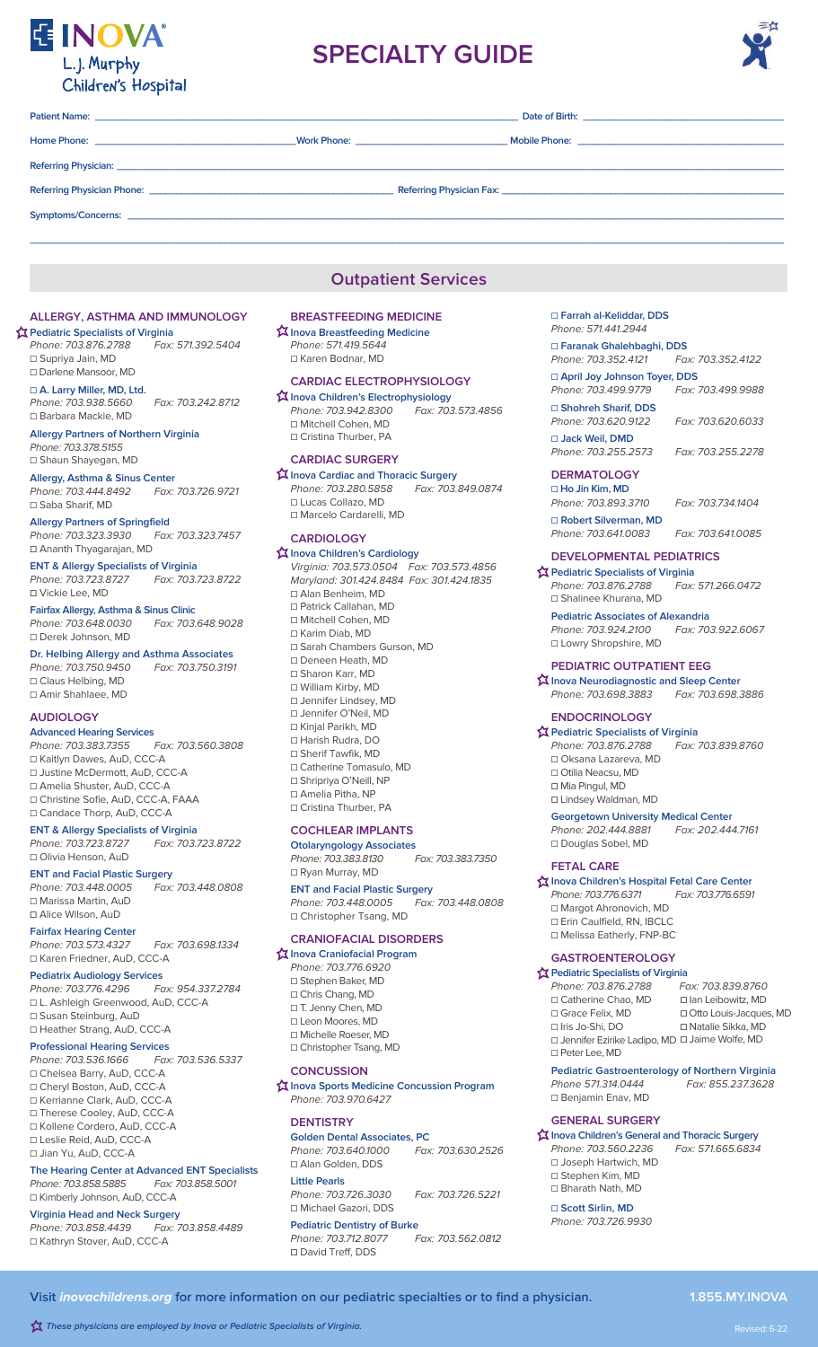# INOVA L.J. Murphy Children's Hospital

# SPECIALTY GUIDE

Patient Name: ______________________ Date of Birth: ______________________

Home Phone: ______________________ Work Phone: ______________________ Mobile Phone: ______________________

Referring Physician: ______________________

Referring Physician Phone: ______________________ Referring Physician Fax: ______________________

Symptoms/Concerns: ______________________

## Outpatient Services

### ALLERGY, ASTHMA AND IMMUNOLOGY

☆ **Pediatric Specialists of Virginia**
*Phone: 703.876.2788 Fax: 571.392.5404*
☐ Supriya Jain, MD
☐ Darlene Mansoor, MD

☐ **A. Larry Miller, MD, Ltd.**
*Phone: 703.938.5660 Fax: 703.242.8712*
☐ Barbara Mackie, MD

**Allergy Partners of Northern Virginia**
*Phone: 703.378.5155*
☐ Shaun Shayegan, MD

**Allergy, Asthma & Sinus Center**
*Phone: 703.444.8492 Fax: 703.726.9721*
☐ Saba Sharif, MD

**Allergy Partners of Springfield**
*Phone: 703.323.3930 Fax: 703.323.7457*
☐ Ananth Thyagarajan, MD

**ENT & Allergy Specialists of Virginia**
*Phone: 703.723.8727 Fax: 703.723.8722*
☐ Vickie Lee, MD

**Fairfax Allergy, Asthma & Sinus Clinic**
*Phone: 703.648.0030 Fax: 703.648.9028*
☐ Derek Johnson, MD

**Dr. Helbing Allergy and Asthma Associates**
*Phone: 703.750.9450 Fax: 703.750.3191*
☐ Claus Helbing, MD
☐ Amir Shahlaee, MD

### AUDIOLOGY

**Advanced Hearing Services**
*Phone: 703.383.7355 Fax: 703.560.3808*
☐ Kaitlyn Dawes, AuD, CCC-A
☐ Justine McDermott, AuD, CCC-A
☐ Amelia Shuster, AuD, CCC-A
☐ Christine Sofie, AuD, CCC-A, FAAA
☐ Candace Thorp, AuD, CCC-A

**ENT & Allergy Specialists of Virginia**
*Phone: 703.723.8727 Fax: 703.723.8722*
☐ Olivia Henson, AuD

**ENT and Facial Plastic Surgery**
*Phone: 703.448.0005 Fax: 703.448.0808*
☐ Marissa Martin, AuD
☐ Alice Wilson, AuD

**Fairfax Hearing Center**
*Phone: 703.573.4327 Fax: 703.698.1334*
☐ Karen Friedner, AuD, CCC-A

**Pediatrix Audiology Services**
*Phone: 703.776.4296 Fax: 954.337.2784*
☐ L. Ashleigh Greenwood, AuD, CCC-A
☐ Susan Steinburg, AuD
☐ Heather Strang, AuD, CCC-A

**Professional Hearing Services**
*Phone: 703.536.1666 Fax: 703.536.5337*
☐ Chelsea Barry, AuD, CCC-A
☐ Cheryl Boston, AuD, CCC-A
☐ Kerrianne Clark, AuD, CCC-A
☐ Therese Cooley, AuD, CCC-A
☐ Kollene Cordero, AuD, CCC-A
☐ Leslie Reid, AuD, CCC-A
☐ Jian Yu, AuD, CCC-A

**The Hearing Center at Advanced ENT Specialists**
*Phone: 703.858.5885 Fax: 703.858.5001*
☐ Kimberly Johnson, AuD, CCC-A

**Virginia Head and Neck Surgery**
*Phone: 703.858.4439 Fax: 703.858.4489*
☐ Kathryn Stover, AuD, CCC-A

### BREASTFEEDING MEDICINE

☆ **Inova Breastfeeding Medicine**
*Phone: 571.419.5644*
☐ Karen Bodnar, MD

### CARDIAC ELECTROPHYSIOLOGY

☆ **Inova Children's Electrophysiology**
*Phone: 703.942.8300 Fax: 703.573.4856*
☐ Mitchell Cohen, MD
☐ Cristina Thurber, PA

### CARDIAC SURGERY

☆ **Inova Cardiac and Thoracic Surgery**
*Phone: 703.280.5858 Fax: 703.849.0874*
☐ Lucas Collazo, MD
☐ Marcelo Cardarelli, MD

### CARDIOLOGY

☆ **Inova Children's Cardiology**
*Virginia: 703.573.0504 Fax: 703.573.4856*
*Maryland: 301.424.8484 Fax: 301.424.1835*
☐ Alan Benheim, MD
☐ Patrick Callahan, MD
☐ Mitchell Cohen, MD
☐ Karim Diab, MD
☐ Sarah Chambers Gurson, MD
☐ Deneen Heath, MD
☐ Sharon Karr, MD
☐ William Kirby, MD
☐ Jennifer Lindsey, MD
☐ Jennifer O'Neil, MD
☐ Kinjal Parikh, MD
☐ Harish Rudra, DO
☐ Sherif Tawfik, MD
☐ Catherine Tomasulo, MD
☐ Shripriya O'Neill, NP
☐ Amelia Pitha, NP
☐ Cristina Thurber, PA

### COCHLEAR IMPLANTS

**Otolaryngology Associates**
*Phone: 703.383.8130 Fax: 703.383.7350*
☐ Ryan Murray, MD

**ENT and Facial Plastic Surgery**
*Phone: 703.448.0005 Fax: 703.448.0808*
☐ Christopher Tsang, MD

### CRANIOFACIAL DISORDERS

☆ **Inova Craniofacial Program**
*Phone: 703.776.6920*
☐ Stephen Baker, MD
☐ Chris Chang, MD
☐ T. Jenny Chen, MD
☐ Leon Moores, MD
☐ Michelle Roeser, MD
☐ Christopher Tsang, MD

### CONCUSSION

☆ **Inova Sports Medicine Concussion Program**
*Phone: 703.970.6427*

### DENTISTRY

**Golden Dental Associates, PC**
*Phone: 703.640.1000 Fax: 703.630.2526*
☐ Alan Golden, DDS

**Little Pearls**
*Phone: 703.726.3030 Fax: 703.726.5221*
☐ Michael Gazori, DDS

**Pediatric Dentistry of Burke**
*Phone: 703.712.8077 Fax: 703.562.0812*
☐ David Treff, DDS

☐ **Farrah al-Keliddar, DDS**
*Phone: 571.441.2944*

☐ **Faranak Ghalehbaghi, DDS**
*Phone: 703.352.4121 Fax: 703.352.4122*

☐ **April Joy Johnson Toyer, DDS**
*Phone: 703.499.9779 Fax: 703.499.9988*

☐ **Shohreh Sharif, DDS**
*Phone: 703.620.9122 Fax: 703.620.6033*

☐ **Jack Weil, DMD**
*Phone: 703.255.2573 Fax: 703.255.2278*

### DERMATOLOGY

☐ **Ho Jin Kim, MD**
*Phone: 703.893.3710 Fax: 703.734.1404*

☐ **Robert Silverman, MD**
*Phone: 703.641.0083 Fax: 703.641.0085*

### DEVELOPMENTAL PEDIATRICS

☆ **Pediatric Specialists of Virginia**
*Phone: 703.876.2788 Fax: 571.266.0472*
☐ Shalinee Khurana, MD

**Pediatric Associates of Alexandria**
*Phone: 703.924.2100 Fax: 703.922.6067*
☐ Lowry Shropshire, MD

### PEDIATRIC OUTPATIENT EEG

☆ **Inova Neurodiagnostic and Sleep Center**
*Phone: 703.698.3883 Fax: 703.698.3886*

### ENDOCRINOLOGY

☆ **Pediatric Specialists of Virginia**
*Phone: 703.876.2788 Fax: 703.839.8760*
☐ Oksana Lazareva, MD
☐ Otilia Neacsu, MD
☐ Mia Pingul, MD
☐ Lindsey Waldman, MD

**Georgetown University Medical Center**
*Phone: 202.444.8881 Fax: 202.444.7161*
☐ Douglas Sobel, MD

### FETAL CARE

☆ **Inova Children's Hospital Fetal Care Center**
*Phone: 703.776.6371 Fax: 703.776.6591*
☐ Margot Ahronovich, MD
☐ Erin Caulfield, RN, IBCLC
☐ Melissa Eatherly, FNP-BC

### GASTROENTEROLOGY

☆ **Pediatric Specialists of Virginia**
*Phone: 703.876.2788 Fax: 703.839.8760*
☐ Catherine Chao, MD
☐ Ian Leibowitz, MD
☐ Grace Felix, MD
☐ Otto Louis-Jacques, MD
☐ Iris Jo-Shi, DO
☐ Natalie Sikka, MD
☐ Jennifer Ezirike Ladipo, MD
☐ Jaime Wolfe, MD
☐ Peter Lee, MD

**Pediatric Gastroenterology of Northern Virginia**
*Phone 571.314.0444 Fax: 855.237.3628*
☐ Benjamin Enav, MD

### GENERAL SURGERY

☆ **Inova Children's General and Thoracic Surgery**
*Phone: 703.560.2236 Fax: 571.665.6834*
☐ Joseph Hartwich, MD
☐ Stephen Kim, MD
☐ Bharath Nath, MD

☐ **Scott Sirlin, MD**
*Phone: 703.726.9930*

**Visit *inovachildrens.org* for more information on our pediatric specialties or to find a physician.** **1.855.MY.INOVA**

☆ *These physicians are employed by Inova or Pediatric Specialists of Virginia.*

Revised: 6-22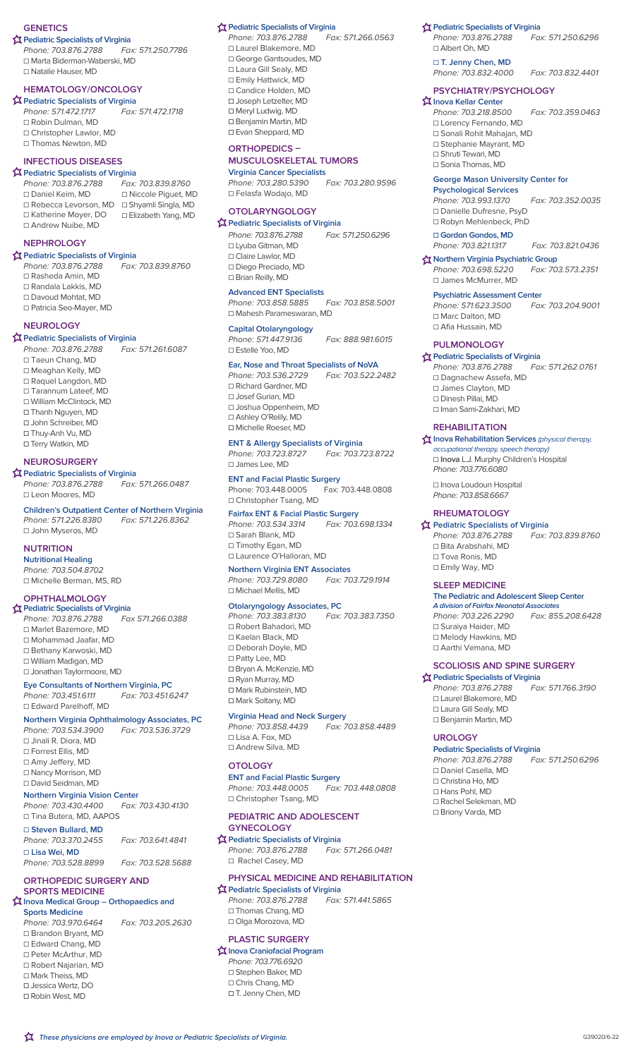## GENETICS

☆ **Pediatric Specialists of Virginia**
*Phone: 703.876.2788* *Fax: 571.250.7786*
- ☐ Marta Biderman-Waberski, MD
- ☐ Natalie Hauser, MD

## HEMATOLOGY/ONCOLOGY

☆ **Pediatric Specialists of Virginia**
*Phone: 571.472.1717* *Fax: 571.472.1718*
- ☐ Robin Dulman, MD
- ☐ Christopher Lawlor, MD
- ☐ Thomas Newton, MD

## INFECTIOUS DISEASES

☆ **Pediatric Specialists of Virginia**
*Phone: 703.876.2788* *Fax: 703.839.8760*
- ☐ Daniel Keim, MD
- ☐ Rebecca Levorson, MD
- ☐ Katherine Moyer, DO
- ☐ Andrew Nuibe, MD
- ☐ Niccole Piguet, MD
- ☐ Shyamli Singla, MD
- ☐ Elizabeth Yang, MD

## NEPHROLOGY

☆ **Pediatric Specialists of Virginia**
*Phone: 703.876.2788* *Fax: 703.839.8760*
- ☐ Rasheda Amin, MD
- ☐ Randala Lakkis, MD
- ☐ Davoud Mohtat, MD
- ☐ Patricia Seo-Mayer, MD

## NEUROLOGY

☆ **Pediatric Specialists of Virginia**
*Phone: 703.876.2788* *Fax: 571.261.6087*
- ☐ Taeun Chang, MD
- ☐ Meaghan Kelly, MD
- ☐ Raquel Langdon, MD
- ☐ Tarannum Lateef, MD
- ☐ William McClintock, MD
- ☐ Thanh Nguyen, MD
- ☐ John Schreiber, MD
- ☐ Thuy-Anh Vu, MD
- ☐ Terry Watkin, MD

## NEUROSURGERY

☆ **Pediatric Specialists of Virginia**
*Phone: 703.876.2788* *Fax: 571.266.0487*
- ☐ Leon Moores, MD

**Children's Outpatient Center of Northern Virginia**
*Phone: 571.226.8380* *Fax: 571.226.8362*
- ☐ John Myseros, MD

## NUTRITION

**Nutritional Healing**
*Phone: 703.504.8702*
- ☐ Michelle Berman, MS, RD

## OPHTHALMOLOGY

☆ **Pediatric Specialists of Virginia**
*Phone: 703.876.2788* *Fax 571.266.0388*
- ☐ Marlet Bazemore, MD
- ☐ Mohammad Jaafar, MD
- ☐ Bethany Karwoski, MD
- ☐ William Madigan, MD
- ☐ Jonathan Taylormoore, MD

**Eye Consultants of Northern Virginia, PC**
*Phone: 703.451.6111* *Fax: 703.451.6247*
- ☐ Edward Parelhoff, MD

**Northern Virginia Ophthalmology Associates, PC**
*Phone: 703.534.3900* *Fax: 703.536.3729*
- ☐ Jinali R. Diora, MD
- ☐ Forrest Ellis, MD
- ☐ Amy Jeffery, MD
- ☐ Nancy Morrison, MD
- ☐ David Seidman, MD

**Northern Virginia Vision Center**
*Phone: 703.430.4400* *Fax: 703.430.4130*
- ☐ Tina Butera, MD, AAPOS

**☐ Steven Bullard, MD**
*Phone: 703.370.2455* *Fax: 703.641.4841*

**☐ Lisa Wei, MD**
*Phone: 703.528.8899* *Fax: 703.528.5688*

## ORTHOPEDIC SURGERY AND SPORTS MEDICINE

☆ **Inova Medical Group – Orthopaedics and Sports Medicine**
*Phone: 703.970.6464* *Fax: 703.205.2630*
- ☐ Brandon Bryant, MD
- ☐ Edward Chang, MD
- ☐ Peter McArthur, MD
- ☐ Robert Najarian, MD
- ☐ Mark Theiss, MD
- ☐ Jessica Wertz, DO
- ☐ Robin West, MD

☆ **Pediatric Specialists of Virginia**
*Phone: 703.876.2788* *Fax: 571.266.0563*
- ☐ Laurel Blakemore, MD
- ☐ George Gantsoudes, MD
- ☐ Laura Gill Sealy, MD
- ☐ Emily Hattwick, MD
- ☐ Candice Holden, MD
- ☐ Joseph Letzelter, MD
- ☐ Meryl Ludwig, MD
- ☐ Benjamin Martin, MD
- ☐ Evan Sheppard, MD

## ORTHOPEDICS – MUSCULOSKELETAL TUMORS

**Virginia Cancer Specialists**
*Phone: 703.280.5390* *Fax: 703.280.9596*
- ☐ Felasfa Wodajo, MD

## OTOLARYNGOLOGY

☆ **Pediatric Specialists of Virginia**
*Phone: 703.876.2788* *Fax: 571.250.6296*
- ☐ Lyuba Gitman, MD
- ☐ Claire Lawlor, MD
- ☐ Diego Preciado, MD
- ☐ Brian Reilly, MD

**Advanced ENT Specialists**
*Phone: 703.858.5885* *Fax: 703.858.5001*
- ☐ Mahesh Parameswaran, MD

**Capital Otolaryngology**
*Phone: 571.447.9136* *Fax: 888.981.6015*
- ☐ Estelle Yoo, MD

**Ear, Nose and Throat Specialists of NoVA**
*Phone: 703.536.2729* *Fax: 703.522.2482*
- ☐ Richard Gardner, MD
- ☐ Josef Gurian, MD
- ☐ Joshua Oppenheim, MD
- ☐ Ashley O'Reilly, MD
- ☐ Michelle Roeser, MD

**ENT & Allergy Specialists of Virginia**
*Phone: 703.723.8727* *Fax: 703.723.8722*
- ☐ James Lee, MD

**ENT and Facial Plastic Surgery**
Phone: 703.448.0005 Fax: 703.448.0808
- ☐ Christopher Tsang, MD

**Fairfax ENT & Facial Plastic Surgery**
*Phone: 703.534.3314* *Fax: 703.698.1334*
- ☐ Sarah Blank, MD
- ☐ Timothy Egan, MD
- ☐ Laurence O'Halloran, MD

**Northern Virginia ENT Associates**
*Phone: 703.729.8080* *Fax: 703.729.1914*
- ☐ Michael Mellis, MD

**Otolaryngology Associates, PC**
*Phone: 703.383.8130* *Fax: 703.383.7350*
- ☐ Robert Bahadori, MD
- ☐ Kaelan Black, MD
- ☐ Deborah Doyle, MD
- ☐ Patty Lee, MD
- ☐ Bryan A. McKenzie, MD
- ☐ Ryan Murray, MD
- ☐ Mark Rubinstein, MD
- ☐ Mark Soltany, MD

**Virginia Head and Neck Surgery**
*Phone: 703.858.4439* *Fax: 703.858.4489*
- ☐ Lisa A. Fox, MD
- ☐ Andrew Silva, MD

## OTOLOGY

**ENT and Facial Plastic Surgery**
*Phone: 703.448.0005* *Fax: 703.448.0808*
- ☐ Christopher Tsang, MD

## PEDIATRIC AND ADOLESCENT GYNECOLOGY

☆ **Pediatric Specialists of Virginia**
*Phone: 703.876.2788* *Fax: 571.266.0481*
- ☐ Rachel Casey, MD

## PHYSICAL MEDICINE AND REHABILITATION

☆ **Pediatric Specialists of Virginia**
*Phone: 703.876.2788* *Fax: 571.441.5865*
- ☐ Thomas Chang, MD
- ☐ Olga Morozova, MD

## PLASTIC SURGERY

☆ **Inova Craniofacial Program**
*Phone: 703.776.6920*
- ☐ Stephen Baker, MD
- ☐ Chris Chang, MD
- ☐ T. Jenny Chen, MD

☆ **Pediatric Specialists of Virginia**
*Phone: 703.876.2788* *Fax: 571.250.6296*
- ☐ Albert Oh, MD

**☐ T. Jenny Chen, MD**
*Phone: 703.832.4000* *Fax: 703.832.4401*

## PSYCHIATRY/PSYCHOLOGY

☆ **Inova Kellar Center**
*Phone: 703.218.8500* *Fax: 703.359.0463*
- ☐ Lorency Fernando, MD
- ☐ Sonali Rohit Mahajan, MD
- ☐ Stephanie Mayrant, MD
- ☐ Shruti Tewari, MD
- ☐ Sonia Thomas, MD

**George Mason University Center for Psychological Services**
*Phone: 703.993.1370* *Fax: 703.352.0035*
- ☐ Danielle Dufresne, PsyD
- ☐ Robyn Mehlenbeck, PhD

**☐ Gordon Gondos, MD**
*Phone: 703.821.1317* *Fax: 703.821.0436*

☆ **Northern Virginia Psychiatric Group**
*Phone: 703.698.5220* *Fax: 703.573.2351*
- ☐ James McMurrer, MD

**Psychiatric Assessment Center**
*Phone: 571.623.3500* *Fax: 703.204.9001*
- ☐ Marc Dalton, MD
- ☐ Afia Hussain, MD

## PULMONOLOGY

☆ **Pediatric Specialists of Virginia**
*Phone: 703.876.2788* *Fax: 571.262.0761*
- ☐ Dagnachew Assefa, MD
- ☐ James Clayton, MD
- ☐ Dinesh Pillai, MD
- ☐ Iman Sami-Zakhari, MD

## REHABILITATION

☆ **Inova Rehabilitation Services** *(physical therapy, occupational therapy, speech therapy)*
- ☐ **Inova** L.J. Murphy Children's Hospital
  *Phone: 703.776.6080*
- ☐ Inova Loudoun Hospital
  *Phone: 703.858.6667*

## RHEUMATOLOGY

☆ **Pediatric Specialists of Virginia**
*Phone: 703.876.2788* *Fax: 703.839.8760*
- ☐ Bita Arabshahi, MD
- ☐ Tova Ronis, MD
- ☐ Emily Way, MD

## SLEEP MEDICINE

**The Pediatric and Adolescent Sleep Center**
***A division of Fairfax Neonatal Associates***
*Phone: 703.226.2290* *Fax: 855.208.6428*
- ☐ Suraiya Haider, MD
- ☐ Melody Hawkins, MD
- ☐ Aarthi Vemana, MD

## SCOLIOSIS AND SPINE SURGERY

☆ **Pediatric Specialists of Virginia**
*Phone: 703.876.2788* *Fax: 571.766.3190*
- ☐ Laurel Blakemore, MD
- ☐ Laura Gill Sealy, MD
- ☐ Benjamin Martin, MD

## UROLOGY

**Pediatric Specialists of Virginia**
*Phone: 703.876.2788* *Fax: 571.250.6296*
- ☐ Daniel Casella, MD
- ☐ Christina Ho, MD
- ☐ Hans Pohl, MD
- ☐ Rachel Selekman, MD
- ☐ Briony Varda, MD

☆ ***These physicians are employed by Inova or Pediatric Specialists of Virginia.***

G39020/6-22